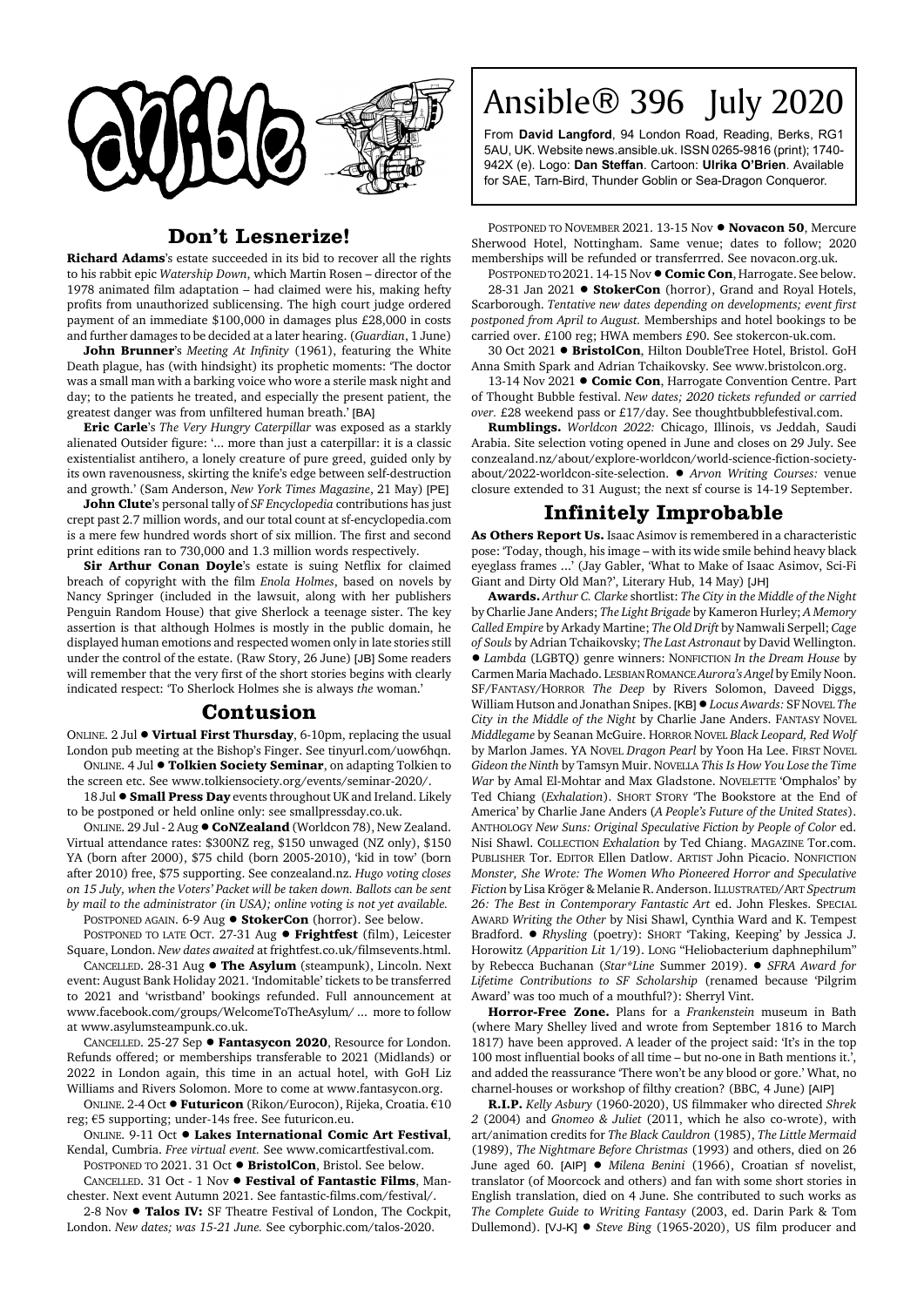# Ansible® 396 July 2020

From **David Langford**, 94 London Road, Reading, Berks, RG1 5AU, UK. Website news.ansible.uk. ISSN 0265-9816 (print); 1740-942X (e). Logo: **Dan Steffan**. Cartoon: **Ulrika O'Brien**. Available for SAE, Tarn-Bird, Thunder Goblin or Sea-Dragon Conqueror.

## Don't Lesnerize!

**Richard Adams**'s estate succeeded in its bid to recover all the rights to his rabbit epic *Watership Down*, which Martin Rosen – director of the 1978 animated film adaptation – had claimed were his, making hefty profits from unauthorized sublicensing. The high court judge ordered payment of an immediate $100,000 in damages plus £28,000 in costs and further damages to be decided at a later hearing. (*Guardian*, 1 June)

**John Brunner**'s *Meeting At Infinity* (1961), featuring the White Death plague, has (with hindsight) its prophetic moments: 'The doctor was a small man with a barking voice who wore a sterile mask night and day; to the patients he treated, and especially the present patient, the greatest danger was from unfiltered human breath.' [BA]

**Eric Carle**'s *The Very Hungry Caterpillar* was exposed as a starkly alienated Outsider figure: '... more than just a caterpillar: it is a classic existentialist antihero, a lonely creature of pure greed, guided only by its own ravenousness, skirting the knife's edge between self-destruction and growth.' (Sam Anderson, *New York Times Magazine*, 21 May) [PE]

**John Clute**'s personal tally of *SF Encyclopedia* contributions has just crept past 2.7 million words, and our total count at sf-encyclopedia.com is a mere few hundred words short of six million. The first and second print editions ran to 730,000 and 1.3 million words respectively.

**Sir Arthur Conan Doyle**'s estate is suing Netflix for claimed breach of copyright with the film *Enola Holmes*, based on novels by Nancy Springer (included in the lawsuit, along with her publishers Penguin Random House) that give Sherlock a teenage sister. The key assertion is that although Holmes is mostly in the public domain, he displayed human emotions and respected women only in late stories still under the control of the estate. (Raw Story, 26 June) [JB] Some readers will remember that the very first of the short stories begins with clearly indicated respect: 'To Sherlock Holmes she is always *the* woman.'

## Contusion

ONLINE. 2 Jul ● **Virtual First Thursday**, 6-10pm, replacing the usual London pub meeting at the Bishop's Finger. See tinyurl.com/uow6hqn.

ONLINE. 4 Jul ● **Tolkien Society Seminar**, on adapting Tolkien to the screen etc. See www.tolkiensociety.org/events/seminar-2020/.

18 Jul ● **Small Press Day** events throughout UK and Ireland. Likely to be postponed or held online only: see smallpressday.co.uk.

ONLINE. 29 Jul - 2 Aug ● **CoNZealand** (Worldcon 78), New Zealand. Virtual attendance rates: $300NZ reg, $150 unwaged (NZ only), $150 YA (born after 2000), $75 child (born 2005-2010), 'kid in tow' (born after 2010) free, $75 supporting. See conzealand.nz. *Hugo voting closes on 15 July, when the Voters' Packet will be taken down. Ballots can be sent by mail to the administrator (in USA); online voting is not yet available.*

POSTPONED AGAIN. 6-9 Aug ● **StokerCon** (horror). See below.

POSTPONED TO LATE OCT. 27-31 Aug ● **Frightfest** (film), Leicester Square, London. *New dates awaited* at frightfest.co.uk/filmsevents.html.

CANCELLED. 28-31 Aug ● **The Asylum** (steampunk), Lincoln. Next event: August Bank Holiday 2021. 'Indomitable' tickets to be transferred to 2021 and 'wristband' bookings refunded. Full announcement at www.facebook.com/groups/WelcomeToTheAsylum/ ... more to follow at www.asylumsteampunk.co.uk.

CANCELLED. 25-27 Sep ● **Fantasycon 2020**, Resource for London. Refunds offered; or memberships transferable to 2021 (Midlands) or 2022 in London again, this time in an actual hotel, with GoH Liz Williams and Rivers Solomon. More to come at www.fantasycon.org.

ONLINE. 2-4 Oct ● **Futuricon** (Rikon/Eurocon), Rijeka, Croatia. €10 reg; €5 supporting; under-14s free. See futuricon.eu.

ONLINE. 9-11 Oct ● **Lakes International Comic Art Festival**, Kendal, Cumbria. *Free virtual event.* See www.comicartfestival.com.

POSTPONED TO 2021. 31 Oct ● **BristolCon**, Bristol. See below.

CANCELLED. 31 Oct - 1 Nov ● **Festival of Fantastic Films**, Manchester. Next event Autumn 2021. See fantastic-films.com/festival/.

2-8 Nov ● **Talos IV:** SF Theatre Festival of London, The Cockpit, London. *New dates; was 15-21 June.* See cyborphic.com/talos-2020.

POSTPONED TO NOVEMBER 2021. 13-15 Nov ● **Novacon 50**, Mercure Sherwood Hotel, Nottingham. Same venue; dates to follow; 2020 memberships will be refunded or transferrred. See novacon.org.uk.

POSTPONED TO 2021. 14-15 Nov ● **Comic Con**, Harrogate. See below.

28-31 Jan 2021 ● **StokerCon** (horror), Grand and Royal Hotels, Scarborough. *Tentative new dates depending on developments; event first postponed from April to August.* Memberships and hotel bookings to be carried over. £100 reg; HWA members £90. See stokercon-uk.com.

30 Oct 2021 ● **BristolCon**, Hilton DoubleTree Hotel, Bristol. GoH Anna Smith Spark and Adrian Tchaikovsky. See www.bristolcon.org.

13-14 Nov 2021 ● **Comic Con**, Harrogate Convention Centre. Part of Thought Bubble festival. *New dates; 2020 tickets refunded or carried over.* £28 weekend pass or £17/day. See thoughtbubblefestival.com.

**Rumblings.** *Worldcon 2022:* Chicago, Illinois, vs Jeddah, Saudi Arabia. Site selection voting opened in June and closes on 29 July. See conzealand.nz/about/explore-worldcon/world-science-fiction-society-about/2022-worldcon-site-selection. ● *Arvon Writing Courses:* venue closure extended to 31 August; the next sf course is 14-19 September.

## Infinitely Improbable

**As Others Report Us.** Isaac Asimov is remembered in a characteristic pose: 'Today, though, his image – with its wide smile behind heavy black eyeglass frames ...' (Jay Gabler, 'What to Make of Isaac Asimov, Sci-Fi Giant and Dirty Old Man?', Literary Hub, 14 May) [JH]

**Awards.** *Arthur C. Clarke* shortlist: *The City in the Middle of the Night* by Charlie Jane Anders; *The Light Brigade* by Kameron Hurley; *A Memory Called Empire* by Arkady Martine; *The Old Drift* by Namwali Serpell; *Cage of Souls* by Adrian Tchaikovsky; *The Last Astronaut* by David Wellington. ● *Lambda* (LGBTQ) genre winners: NONFICTION *In the Dream House* by Carmen Maria Machado. LESBIAN ROMANCE *Aurora's Angel* by Emily Noon. SF/FANTASY/HORROR *The Deep* by Rivers Solomon, Daveed Diggs, William Hutson and Jonathan Snipes. [KB] ● *Locus Awards:* SF NOVEL *The City in the Middle of the Night* by Charlie Jane Anders. FANTASY NOVEL *Middlegame* by Seanan McGuire. HORROR NOVEL *Black Leopard, Red Wolf* by Marlon James. YA NOVEL *Dragon Pearl* by Yoon Ha Lee. FIRST NOVEL *Gideon the Ninth* by Tamsyn Muir. NOVELLA *This Is How You Lose the Time War* by Amal El-Mohtar and Max Gladstone. NOVELETTE 'Omphalos' by Ted Chiang (*Exhalation*). SHORT STORY 'The Bookstore at the End of America' by Charlie Jane Anders (*A People's Future of the United States*). ANTHOLOGY *New Suns: Original Speculative Fiction by People of Color* ed. Nisi Shawl. COLLECTION *Exhalation* by Ted Chiang. MAGAZINE Tor.com. PUBLISHER Tor. EDITOR Ellen Datlow. ARTIST John Picacio. NONFICTION *Monster, She Wrote: The Women Who Pioneered Horror and Speculative Fiction* by Lisa Kröger & Melanie R. Anderson. ILLUSTRATED/ART *Spectrum 26: The Best in Contemporary Fantastic Art* ed. John Fleskes. SPECIAL AWARD *Writing the Other* by Nisi Shawl, Cynthia Ward and K. Tempest Bradford. ● *Rhysling* (poetry): SHORT 'Taking, Keeping' by Jessica J. Horowitz (*Apparition Lit* 1/19). LONG "Heliobacterium daphnephilum" by Rebecca Buchanan (*Star\*Line* Summer 2019). ● *SFRA Award for Lifetime Contributions to SF Scholarship* (renamed because 'Pilgrim Award' was too much of a mouthful?): Sherryl Vint.

**Horror-Free Zone.** Plans for a *Frankenstein* museum in Bath (where Mary Shelley lived and wrote from September 1816 to March 1817) have been approved. A leader of the project said: 'It's in the top 100 most influential books of all time – but no-one in Bath mentions it.', and added the reassurance 'There won't be any blood or gore.' What, no charnel-houses or workshop of filthy creation? (BBC, 4 June) [AIP]

**R.I.P.** *Kelly Asbury* (1960-2020), US filmmaker who directed *Shrek 2* (2004) and *Gnomeo & Juliet* (2011, which he also co-wrote), with art/animation credits for *The Black Cauldron* (1985), *The Little Mermaid* (1989), *The Nightmare Before Christmas* (1993) and others, died on 26 June aged 60. [AIP] ● *Milena Benini* (1966), Croatian sf novelist, translator (of Moorcock and others) and fan with some short stories in English translation, died on 4 June. She contributed to such works as *The Complete Guide to Writing Fantasy* (2003, ed. Darin Park & Tom Dullemond). [VJ-K] ● *Steve Bing* (1965-2020), US film producer and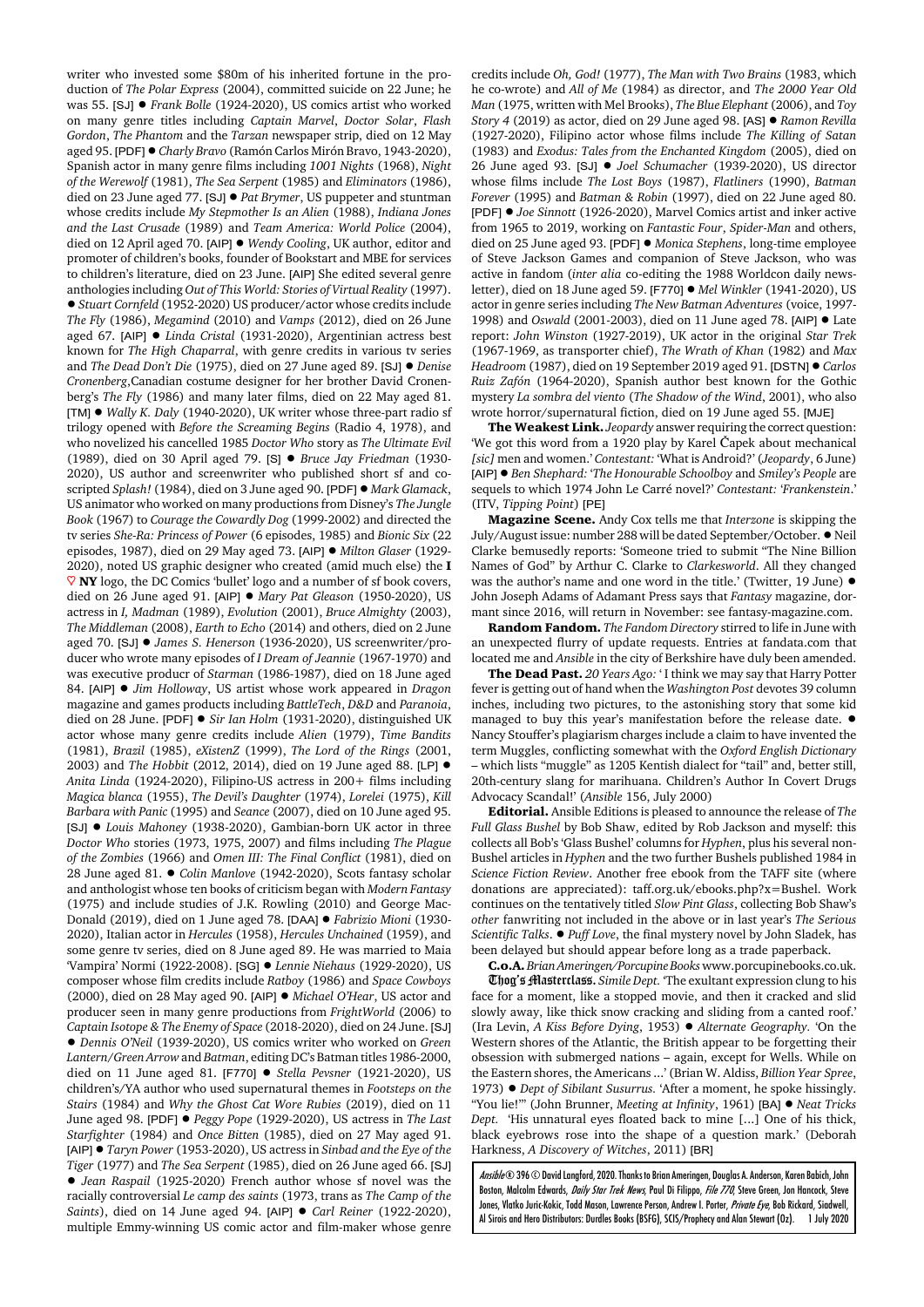writer who invested some $80m of his inherited fortune in the production of *The Polar Express* (2004), committed suicide on 22 June; he was 55. [SJ] ● *Frank Bolle* (1924-2020), US comics artist who worked on many genre titles including *Captain Marvel*, *Doctor Solar*, *Flash Gordon*, *The Phantom* and the *Tarzan* newspaper strip, died on 12 May aged 95. [PDF] ● *Charly Bravo* (Ramón Carlos Mirón Bravo, 1943-2020), Spanish actor in many genre films including *1001 Nights* (1968), *Night of the Werewolf* (1981), *The Sea Serpent* (1985) and *Eliminators* (1986), died on 23 June aged 77. [SJ] ● *Pat Brymer*, US puppeteer and stuntman whose credits include *My Stepmother Is an Alien* (1988), *Indiana Jones and the Last Crusade* (1989) and *Team America: World Police* (2004), died on 12 April aged 70. [AIP] ● *Wendy Cooling*, UK author, editor and promoter of children's books, founder of Bookstart and MBE for services to children's literature, died on 23 June. [AIP] She edited several genre anthologies including *Out of This World: Stories of Virtual Reality* (1997). ● *Stuart Cornfeld* (1952-2020) US producer/actor whose credits include *The Fly* (1986), *Megamind* (2010) and *Vamps* (2012), died on 26 June aged 67. [AIP] ● *Linda Cristal* (1931-2020), Argentinian actress best known for *The High Chaparral*, with genre credits in various tv series and *The Dead Don't Die* (1975), died on 27 June aged 89. [SJ] ● *Denise Cronenberg*,Canadian costume designer for her brother David Cronenberg's *The Fly* (1986) and many later films, died on 22 May aged 81. [TM] ● *Wally K. Daly* (1940-2020), UK writer whose three-part radio sf trilogy opened with *Before the Screaming Begins* (Radio 4, 1978), and who novelized his cancelled 1985 *Doctor Who* story as *The Ultimate Evil* (1989), died on 30 April aged 79. [S] ● *Bruce Jay Friedman* (1930-2020), US author and screenwriter who published short sf and co-scripted *Splash!* (1984), died on 3 June aged 90. [PDF] ● *Mark Glamack*, US animator who worked on many productions from Disney's *The Jungle Book* (1967) to *Courage the Cowardly Dog* (1999-2002) and directed the tv series *She-Ra: Princess of Power* (6 episodes, 1985) and *Bionic Six* (22 episodes, 1987), died on 29 May aged 73. [AIP] ● *Milton Glaser* (1929-2020), noted US graphic designer who created (amid much else) the **I ♡ NY** logo, the DC Comics 'bullet' logo and a number of sf book covers, died on 26 June aged 91. [AIP] ● *Mary Pat Gleason* (1950-2020), US actress in *I, Madman* (1989), *Evolution* (2001), *Bruce Almighty* (2003), *The Middleman* (2008), *Earth to Echo* (2014) and others, died on 2 June aged 70. [SJ] ● *James S. Henerson* (1936-2020), US screenwriter/producer who wrote many episodes of *I Dream of Jeannie* (1967-1970) and was executive producr of *Starman* (1986-1987), died on 18 June aged 84. [AIP] ● *Jim Holloway*, US artist whose work appeared in *Dragon* magazine and games products including *BattleTech*, *D&D* and *Paranoia*, died on 28 June. [PDF] ● *Sir Ian Holm* (1931-2020), distinguished UK actor whose many genre credits include *Alien* (1979), *Time Bandits* (1981), *Brazil* (1985), *eXistenZ* (1999), *The Lord of the Rings* (2001, 2003) and *The Hobbit* (2012, 2014), died on 19 June aged 88. [LP] ● *Anita Linda* (1924-2020), Filipino-US actress in 200+ films including *Magica blanca* (1955), *The Devil's Daughter* (1974), *Lorelei* (1975), *Kill Barbara with Panic* (1995) and *Seance* (2007), died on 10 June aged 95. [SJ] ● *Louis Mahoney* (1938-2020), Gambian-born UK actor in three *Doctor Who* stories (1973, 1975, 2007) and films including *The Plague of the Zombies* (1966) and *Omen III: The Final Conflict* (1981), died on 28 June aged 81. ● *Colin Manlove* (1942-2020), Scots fantasy scholar and anthologist whose ten books of criticism began with *Modern Fantasy* (1975) and include studies of J.K. Rowling (2010) and George MacDonald (2019), died on 1 June aged 78. [DAA] ● *Fabrizio Mioni* (1930-2020), Italian actor in *Hercules* (1958), *Hercules Unchained* (1959), and some genre tv series, died on 8 June aged 89. He was married to Maia 'Vampira' Normi (1922-2008). [SG] ● *Lennie Niehaus* (1929-2020), US composer whose film credits include *Ratboy* (1986) and *Space Cowboys* (2000), died on 28 May aged 90. [AIP] ● *Michael O'Hear*, US actor and producer seen in many genre productions from *FrightWorld* (2006) to *Captain Isotope & The Enemy of Space* (2018-2020), died on 24 June. [SJ] ● *Dennis O'Neil* (1939-2020), US comics writer who worked on *Green Lantern/Green Arrow* and *Batman*, editing DC's Batman titles 1986-2000, died on 11 June aged 81. [F770] ● *Stella Pevsner* (1921-2020), US children's/YA author who used supernatural themes in *Footsteps on the Stairs* (1984) and *Why the Ghost Cat Wore Rubies* (2019), died on 11 June aged 98. [PDF] ● *Peggy Pope* (1929-2020), US actress in *The Last Starfighter* (1984) and *Once Bitten* (1985), died on 27 May aged 91. [AIP] ● *Taryn Power* (1953-2020), US actress in *Sinbad and the Eye of the Tiger* (1977) and *The Sea Serpent* (1985), died on 26 June aged 66. [SJ] ● *Jean Raspail* (1925-2020) French author whose sf novel was the racially controversial *Le camp des saints* (1973, trans as *The Camp of the Saints*), died on 14 June aged 94. [AIP] ● *Carl Reiner* (1922-2020), multiple Emmy-winning US comic actor and film-maker whose genre credits include *Oh, God!* (1977), *The Man with Two Brains* (1983, which he co-wrote) and *All of Me* (1984) as director, and *The 2000 Year Old Man* (1975, written with Mel Brooks), *The Blue Elephant* (2006), and *Toy Story 4* (2019) as actor, died on 29 June aged 98. [AS] ● *Ramon Revilla* (1927-2020), Filipino actor whose films include *The Killing of Satan* (1983) and *Exodus: Tales from the Enchanted Kingdom* (2005), died on 26 June aged 93. [SJ] ● *Joel Schumacher* (1939-2020), US director whose films include *The Lost Boys* (1987), *Flatliners* (1990), *Batman Forever* (1995) and *Batman & Robin* (1997), died on 22 June aged 80. [PDF] ● *Joe Sinnott* (1926-2020), Marvel Comics artist and inker active from 1965 to 2019, working on *Fantastic Four*, *Spider-Man* and others, died on 25 June aged 93. [PDF] ● *Monica Stephens*, long-time employee of Steve Jackson Games and companion of Steve Jackson, who was active in fandom (*inter alia* co-editing the 1988 Worldcon daily newsletter), died on 18 June aged 59. [F770] ● *Mel Winkler* (1941-2020), US actor in genre series including *The New Batman Adventures* (voice, 1997-1998) and *Oswald* (2001-2003), died on 11 June aged 78. [AIP] ● Late report: *John Winston* (1927-2019), UK actor in the original *Star Trek* (1967-1969, as transporter chief), *The Wrath of Khan* (1982) and *Max Headroom* (1987), died on 19 September 2019 aged 91. [DSTN] ● *Carlos Ruiz Zafón* (1964-2020), Spanish author best known for the Gothic mystery *La sombra del viento* (*The Shadow of the Wind*, 2001), who also wrote horror/supernatural fiction, died on 19 June aged 55. [MJE]

**The Weakest Link.** *Jeopardy* answer requiring the correct question: 'We got this word from a 1920 play by Karel Čapek about mechanical *[sic]* men and women.' *Contestant:* 'What is Android?' (*Jeopardy*, 6 June) [AIP] ● *Ben Shephard: 'The Honourable Schoolboy* and *Smiley's People* are sequels to which 1974 John Le Carré novel?' *Contestant: 'Frankenstein*.' (ITV, *Tipping Point*) [PE]

**Magazine Scene.** Andy Cox tells me that *Interzone* is skipping the July/August issue: number 288 will be dated September/October. ● Neil Clarke bemusedly reports: 'Someone tried to submit "The Nine Billion Names of God" by Arthur C. Clarke to *Clarkesworld*. All they changed was the author's name and one word in the title.' (Twitter, 19 June) ● John Joseph Adams of Adamant Press says that *Fantasy* magazine, dormant since 2016, will return in November: see fantasy-magazine.com.

**Random Fandom.** *The Fandom Directory* stirred to life in June with an unexpected flurry of update requests. Entries at fandata.com that located me and *Ansible* in the city of Berkshire have duly been amended.

**The Dead Past.** *20 Years Ago:* 'I think we may say that Harry Potter fever is getting out of hand when the *Washington Post* devotes 39 column inches, including two pictures, to the astonishing story that some kid managed to buy this year's manifestation before the release date. ● Nancy Stouffer's plagiarism charges include a claim to have invented the term Muggles, conflicting somewhat with the *Oxford English Dictionary* – which lists "muggle" as 1205 Kentish dialect for "tail" and, better still, 20th-century slang for marihuana. Children's Author In Covert Drugs Advocacy Scandal!' (*Ansible* 156, July 2000)

**Editorial.** Ansible Editions is pleased to announce the release of *The Full Glass Bushel* by Bob Shaw, edited by Rob Jackson and myself: this collects all Bob's 'Glass Bushel' columns for *Hyphen*, plus his several non-Bushel articles in *Hyphen* and the two further Bushels published 1984 in *Science Fiction Review*. Another free ebook from the TAFF site (where donations are appreciated): taff.org.uk/ebooks.php?x=Bushel. Work continues on the tentatively titled *Slow Pint Glass*, collecting Bob Shaw's *other* fanwriting not included in the above or in last year's *The Serious Scientific Talks*. ● *Puff Love*, the final mystery novel by John Sladek, has been delayed but should appear before long as a trade paperback.

**C.o.A.** *Brian Ameringen/Porcupine Books* www.porcupinebooks.co.uk.

**Thog's Masterclass.** *Simile Dept.* 'The exultant expression clung to his face for a moment, like a stopped movie, and then it cracked and slid slowly away, like thick snow cracking and sliding from a canted roof.' (Ira Levin, *A Kiss Before Dying*, 1953) ● *Alternate Geography.* 'On the Western shores of the Atlantic, the British appear to be forgetting their obsession with submerged nations – again, except for Wells. While on the Eastern shores, the Americans ...' (Brian W. Aldiss, *Billion Year Spree*, 1973) ● *Dept of Sibilant Susurrus.* 'After a moment, he spoke hissingly. "You lie!"' (John Brunner, *Meeting at Infinity*, 1961) [BA] ● *Neat Tricks Dept.* 'His unnatural eyes floated back to mine [...] One of his thick, black eyebrows rose into the shape of a question mark.' (Deborah Harkness, *A Discovery of Witches*, 2011) [BR]

*Ansible*® 396 © David Langford, 2020. Thanks to Brian Ameringen, Douglas A. Anderson, Karen Babich, John Boston, Malcolm Edwards, *Daily Star Trek News*, Paul Di Filippo, *File 770*, Steve Green, Jon Hancock, Steve Jones, Vlatko Juric-Kokic, Todd Mason, Lawrence Person, Andrew I. Porter, *Private Eye*, Bob Rickard, Siadwell, Al Sirois and Hero Distributors: Durdles Books (BSFG), SCIS/Prophecy and Alan Stewart (Oz). 1 July 2020